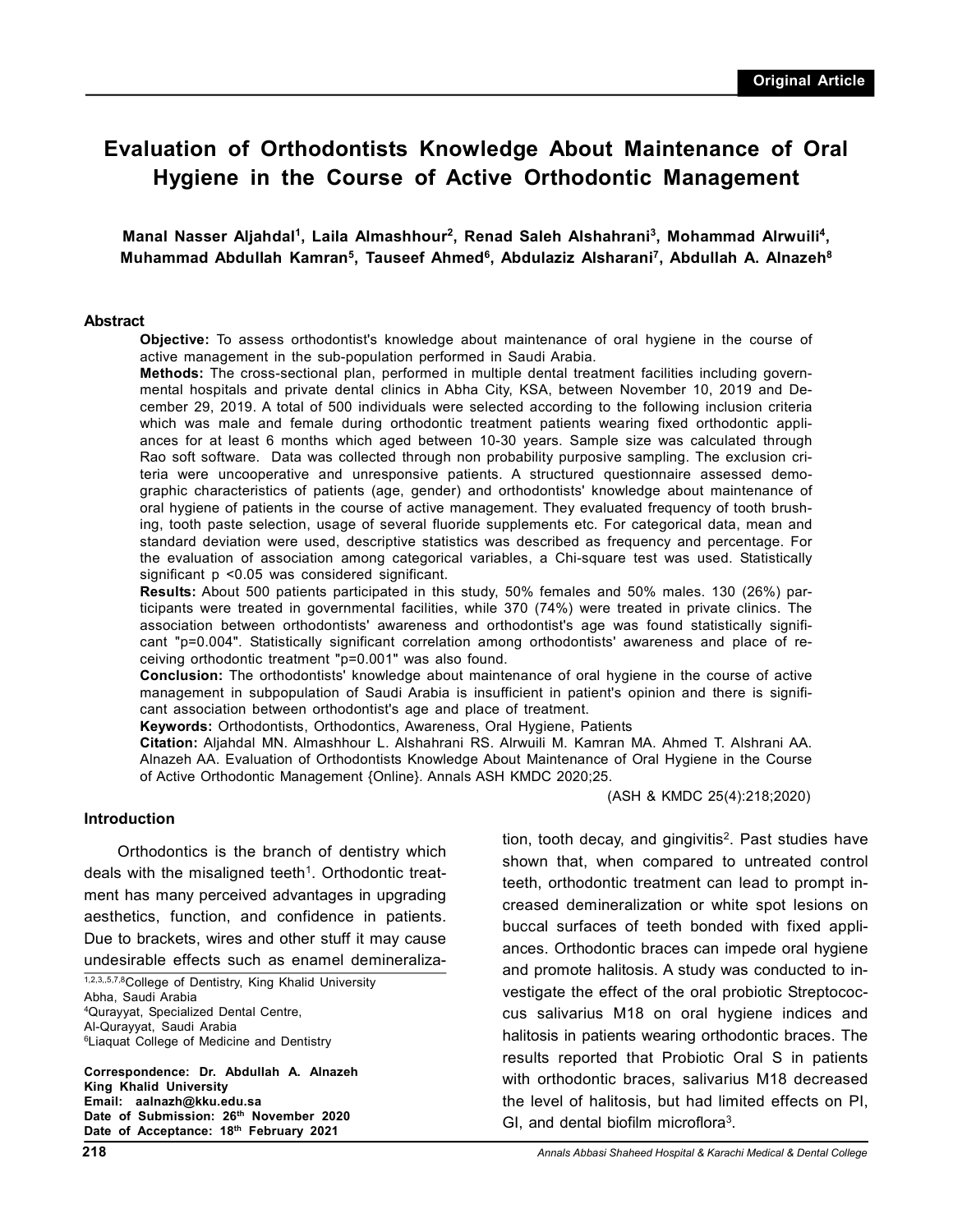Original Article

# Evaluation of Orthodontists Knowledge About Maintenance of Oral Hygiene in the Course of Active Orthodontic Management

**Manal Nasser Aljahdal[1], Laila Almashhour[2], Renad Saleh Alshahrani[3], Mohammad Alrwuili[4], Muhammad Abdullah Kamran[5], Tauseef Ahmed[6], Abdulaziz Alsharani[7], Abdullah A. Alnazeh[8]**

## Abstract

**Objective:** To assess orthodontist's knowledge about maintenance of oral hygiene in the course of active management in the sub-population performed in Saudi Arabia.

**Methods:** The cross-sectional plan, performed in multiple dental treatment facilities including governmental hospitals and private dental clinics in Abha City, KSA, between November 10, 2019 and December 29, 2019. A total of 500 individuals were selected according to the following inclusion criteria which was male and female during orthodontic treatment patients wearing fixed orthodontic appliances for at least 6 months which aged between 10-30 years. Sample size was calculated through Rao soft software. Data was collected through non probability purposive sampling. The exclusion criteria were uncooperative and unresponsive patients. A structured questionnaire assessed demographic characteristics of patients (age, gender) and orthodontists' knowledge about maintenance of oral hygiene of patients in the course of active management. They evaluated frequency of tooth brushing, tooth paste selection, usage of several fluoride supplements etc. For categorical data, mean and standard deviation were used, descriptive statistics was described as frequency and percentage. For the evaluation of association among categorical variables, a Chi-square test was used. Statistically significant $p < 0.05$ was considered significant.

**Results:** About 500 patients participated in this study, 50% females and 50% males. 130 (26%) participants were treated in governmental facilities, while 370 (74%) were treated in private clinics. The association between orthodontists' awareness and orthodontist's age was found statistically significant "p=0.004". Statistically significant correlation among orthodontists' awareness and place of receiving orthodontic treatment "p=0.001" was also found.

**Conclusion:** The orthodontists' knowledge about maintenance of oral hygiene in the course of active management in subpopulation of Saudi Arabia is insufficient in patient's opinion and there is significant association between orthodontist's age and place of treatment.

**Keywords:** Orthodontists, Orthodontics, Awareness, Oral Hygiene, Patients

**Citation:** Aljahdal MN. Almashhour L. Alshahrani RS. Alrwuili M. Kamran MA. Ahmed T. Alshrani AA. Alnazeh AA. Evaluation of Orthodontists Knowledge About Maintenance of Oral Hygiene in the Course of Active Orthodontic Management {Online}. Annals ASH KMDC 2020;25.

(ASH & KMDC 25(4):218;2020)

## Introduction

Orthodontics is the branch of dentistry which deals with the misaligned teeth[1]. Orthodontic treatment has many perceived advantages in upgrading aesthetics, function, and confidence in patients. Due to brackets, wires and other stuff it may cause undesirable effects such as enamel demineralization, tooth decay, and gingivitis[2]. Past studies have shown that, when compared to untreated control teeth, orthodontic treatment can lead to prompt increased demineralization or white spot lesions on buccal surfaces of teeth bonded with fixed appliances. Orthodontic braces can impede oral hygiene and promote halitosis. A study was conducted to investigate the effect of the oral probiotic Streptococcus salivarius M18 on oral hygiene indices and halitosis in patients wearing orthodontic braces. The results reported that Probiotic Oral S in patients with orthodontic braces, salivarius M18 decreased the level of halitosis, but had limited effects on PI, GI, and dental biofilm microflora[3].

[1,2,3,,5,7,8]College of Dentistry, King Khalid University Abha, Saudi Arabia
[4]Qurayyat, Specialized Dental Centre, Al-Qurayyat, Saudi Arabia
[6]Liaquat College of Medicine and Dentistry

**Correspondence: Dr. Abdullah A. Alnazeh**
**King Khalid University**
**Email: aalnazh@kku.edu.sa**
**Date of Submission: 26th November 2020**
**Date of Acceptance: 18th February 2021**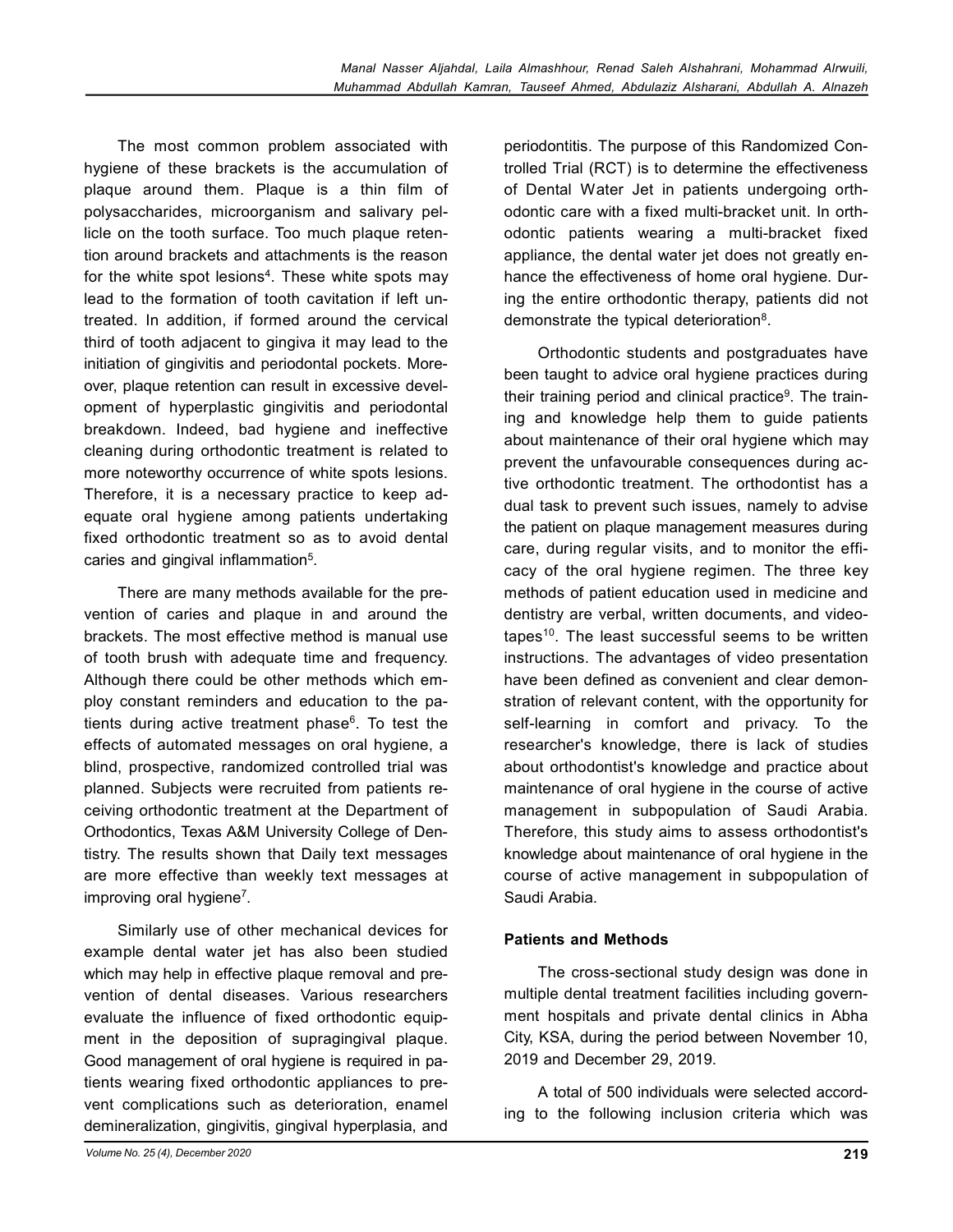The most common problem associated with hygiene of these brackets is the accumulation of plaque around them. Plaque is a thin film of polysaccharides, microorganism and salivary pellicle on the tooth surface. Too much plaque retention around brackets and attachments is the reason for the white spot lesions[4]. These white spots may lead to the formation of tooth cavitation if left untreated. In addition, if formed around the cervical third of tooth adjacent to gingiva it may lead to the initiation of gingivitis and periodontal pockets. Moreover, plaque retention can result in excessive development of hyperplastic gingivitis and periodontal breakdown. Indeed, bad hygiene and ineffective cleaning during orthodontic treatment is related to more noteworthy occurrence of white spots lesions. Therefore, it is a necessary practice to keep adequate oral hygiene among patients undertaking fixed orthodontic treatment so as to avoid dental caries and gingival inflammation[5].

There are many methods available for the prevention of caries and plaque in and around the brackets. The most effective method is manual use of tooth brush with adequate time and frequency. Although there could be other methods which employ constant reminders and education to the patients during active treatment phase[6]. To test the effects of automated messages on oral hygiene, a blind, prospective, randomized controlled trial was planned. Subjects were recruited from patients receiving orthodontic treatment at the Department of Orthodontics, Texas A&M University College of Dentistry. The results shown that Daily text messages are more effective than weekly text messages at improving oral hygiene[7].

Similarly use of other mechanical devices for example dental water jet has also been studied which may help in effective plaque removal and prevention of dental diseases. Various researchers evaluate the influence of fixed orthodontic equipment in the deposition of supragingival plaque. Good management of oral hygiene is required in patients wearing fixed orthodontic appliances to prevent complications such as deterioration, enamel demineralization, gingivitis, gingival hyperplasia, and periodontitis. The purpose of this Randomized Controlled Trial (RCT) is to determine the effectiveness of Dental Water Jet in patients undergoing orthodontic care with a fixed multi-bracket unit. In orthodontic patients wearing a multi-bracket fixed appliance, the dental water jet does not greatly enhance the effectiveness of home oral hygiene. During the entire orthodontic therapy, patients did not demonstrate the typical deterioration[8].

Orthodontic students and postgraduates have been taught to advice oral hygiene practices during their training period and clinical practice[9]. The training and knowledge help them to guide patients about maintenance of their oral hygiene which may prevent the unfavourable consequences during active orthodontic treatment. The orthodontist has a dual task to prevent such issues, namely to advise the patient on plaque management measures during care, during regular visits, and to monitor the efficacy of the oral hygiene regimen. The three key methods of patient education used in medicine and dentistry are verbal, written documents, and videotapes[10]. The least successful seems to be written instructions. The advantages of video presentation have been defined as convenient and clear demonstration of relevant content, with the opportunity for self-learning in comfort and privacy. To the researcher's knowledge, there is lack of studies about orthodontist's knowledge and practice about maintenance of oral hygiene in the course of active management in subpopulation of Saudi Arabia. Therefore, this study aims to assess orthodontist's knowledge about maintenance of oral hygiene in the course of active management in subpopulation of Saudi Arabia.

## Patients and Methods

The cross-sectional study design was done in multiple dental treatment facilities including government hospitals and private dental clinics in Abha City, KSA, during the period between November 10, 2019 and December 29, 2019.

A total of 500 individuals were selected according to the following inclusion criteria which was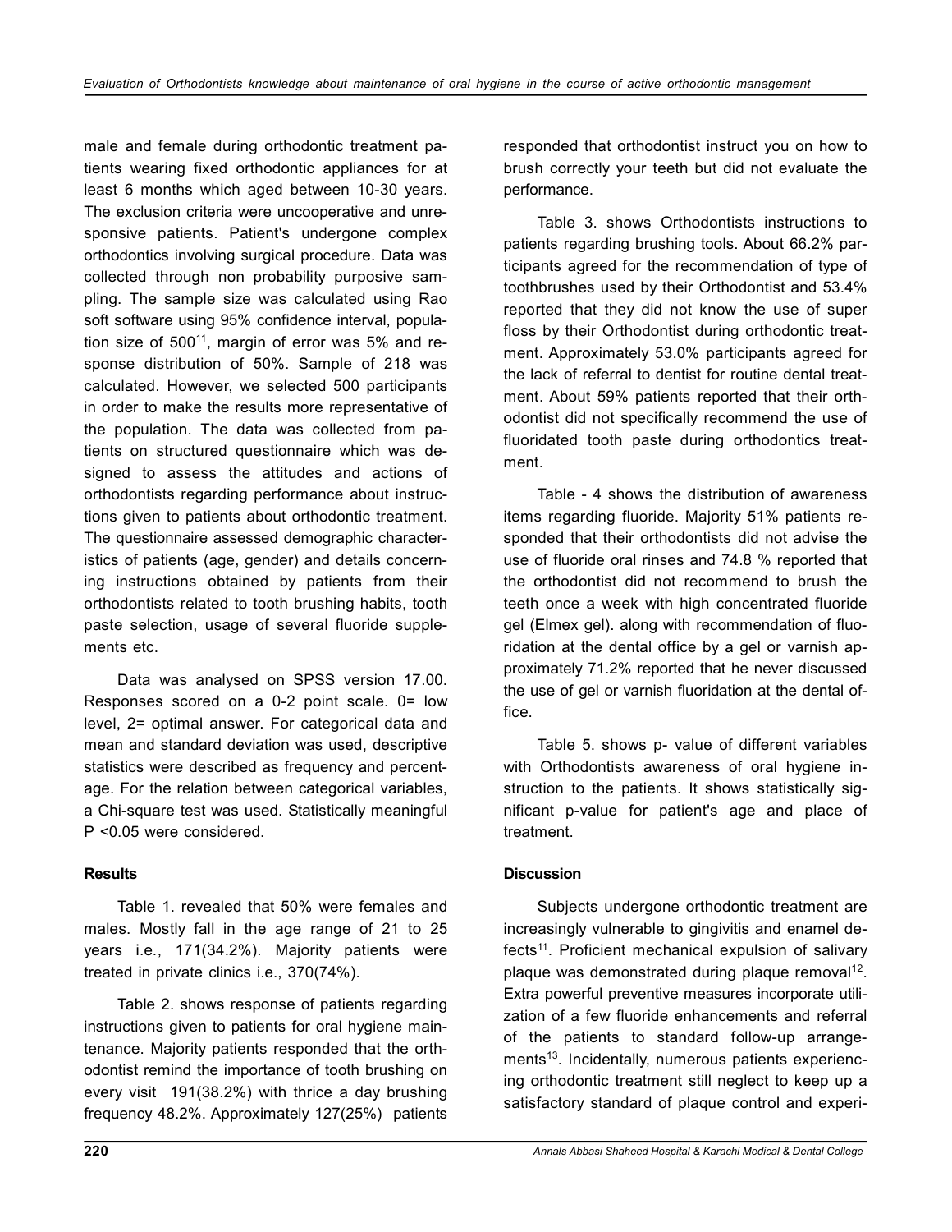male and female during orthodontic treatment patients wearing fixed orthodontic appliances for at least 6 months which aged between 10-30 years. The exclusion criteria were uncooperative and unresponsive patients. Patient's undergone complex orthodontics involving surgical procedure. Data was collected through non probability purposive sampling. The sample size was calculated using Rao soft software using 95% confidence interval, population size of 500[11], margin of error was 5% and response distribution of 50%. Sample of 218 was calculated. However, we selected 500 participants in order to make the results more representative of the population. The data was collected from patients on structured questionnaire which was designed to assess the attitudes and actions of orthodontists regarding performance about instructions given to patients about orthodontic treatment. The questionnaire assessed demographic characteristics of patients (age, gender) and details concerning instructions obtained by patients from their orthodontists related to tooth brushing habits, tooth paste selection, usage of several fluoride supplements etc.

Data was analysed on SPSS version 17.00. Responses scored on a 0-2 point scale. 0= low level, 2= optimal answer. For categorical data and mean and standard deviation was used, descriptive statistics were described as frequency and percentage. For the relation between categorical variables, a Chi-square test was used. Statistically meaningful P <0.05 were considered.

### Results

Table 1. revealed that 50% were females and males. Mostly fall in the age range of 21 to 25 years i.e., 171(34.2%). Majority patients were treated in private clinics i.e., 370(74%).

Table 2. shows response of patients regarding instructions given to patients for oral hygiene maintenance. Majority patients responded that the orthodontist remind the importance of tooth brushing on every visit 191(38.2%) with thrice a day brushing frequency 48.2%. Approximately 127(25%) patients responded that orthodontist instruct you on how to brush correctly your teeth but did not evaluate the performance.

Table 3. shows Orthodontists instructions to patients regarding brushing tools. About 66.2% participants agreed for the recommendation of type of toothbrushes used by their Orthodontist and 53.4% reported that they did not know the use of super floss by their Orthodontist during orthodontic treatment. Approximately 53.0% participants agreed for the lack of referral to dentist for routine dental treatment. About 59% patients reported that their orthodontist did not specifically recommend the use of fluoridated tooth paste during orthodontics treatment.

Table - 4 shows the distribution of awareness items regarding fluoride. Majority 51% patients responded that their orthodontists did not advise the use of fluoride oral rinses and 74.8 % reported that the orthodontist did not recommend to brush the teeth once a week with high concentrated fluoride gel (Elmex gel). along with recommendation of fluoridation at the dental office by a gel or varnish approximately 71.2% reported that he never discussed the use of gel or varnish fluoridation at the dental office.

Table 5. shows p- value of different variables with Orthodontists awareness of oral hygiene instruction to the patients. It shows statistically significant p-value for patient's age and place of treatment.

### Discussion

Subjects undergone orthodontic treatment are increasingly vulnerable to gingivitis and enamel defects[11]. Proficient mechanical expulsion of salivary plaque was demonstrated during plaque removal[12]. Extra powerful preventive measures incorporate utilization of a few fluoride enhancements and referral of the patients to standard follow-up arrangements[13]. Incidentally, numerous patients experiencing orthodontic treatment still neglect to keep up a satisfactory standard of plaque control and experi-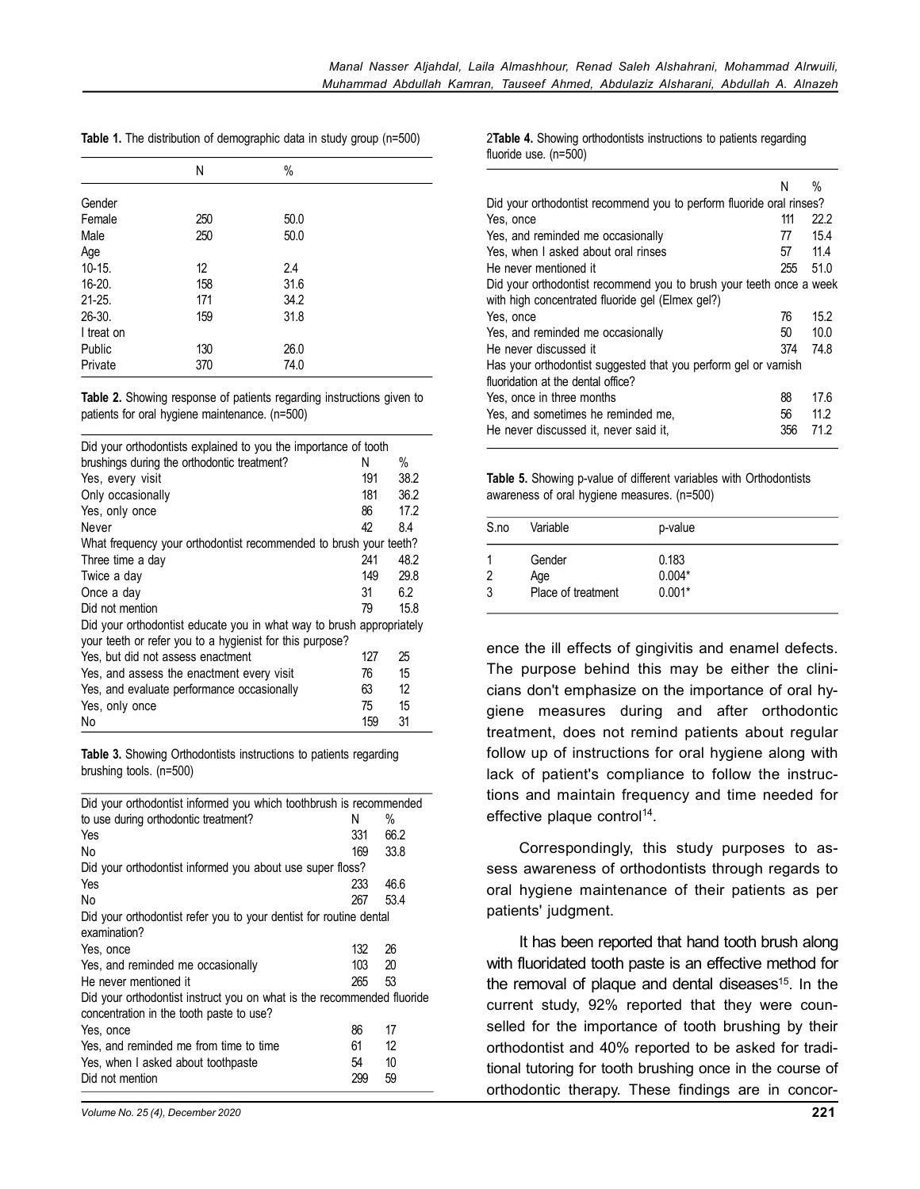**Table 1.** The distribution of demographic data in study group (n=500)

| | N | % |
|---|---|---|
| Gender | | |
| Female | 250 | 50.0 |
| Male | 250 | 50.0 |
| Age | | |
| 10-15. | 12 | 2.4 |
| 16-20. | 158 | 31.6 |
| 21-25. | 171 | 34.2 |
| 26-30. | 159 | 31.8 |
| I treat on | | |
| Public | 130 | 26.0 |
| Private | 370 | 74.0 |

**Table 2.** Showing response of patients regarding instructions given to patients for oral hygiene maintenance. (n=500)

| Did your orthodontists explained to you the importance of tooth brushings during the orthodontic treatment? | N | % |
|---|---|---|
| Yes, every visit | 191 | 38.2 |
| Only occasionally | 181 | 36.2 |
| Yes, only once | 86 | 17.2 |
| Never | 42 | 8.4 |
| What frequency your orthodontist recommended to brush your teeth? | | |
| Three time a day | 241 | 48.2 |
| Twice a day | 149 | 29.8 |
| Once a day | 31 | 6.2 |
| Did not mention | 79 | 15.8 |
| Did your orthodontist educate you in what way to brush appropriately your teeth or refer you to a hygienist for this purpose? | | |
| Yes, but did not assess enactment | 127 | 25 |
| Yes, and assess the enactment every visit | 76 | 15 |
| Yes, and evaluate performance occasionally | 63 | 12 |
| Yes, only once | 75 | 15 |
| No | 159 | 31 |

**Table 3.** Showing Orthodontists instructions to patients regarding brushing tools. (n=500)

| Did your orthodontist informed you which toothbrush is recommended to use during orthodontic treatment? | N | % |
|---|---|---|
| Yes | 331 | 66.2 |
| No | 169 | 33.8 |
| Did your orthodontist informed you about use super floss? | | |
| Yes | 233 | 46.6 |
| No | 267 | 53.4 |
| Did your orthodontist refer you to your dentist for routine dental examination? | | |
| Yes, once | 132 | 26 |
| Yes, and reminded me occasionally | 103 | 20 |
| He never mentioned it | 265 | 53 |
| Did your orthodontist instruct you on what is the recommended fluoride concentration in the tooth paste to use? | | |
| Yes, once | 86 | 17 |
| Yes, and reminded me from time to time | 61 | 12 |
| Yes, when I asked about toothpaste | 54 | 10 |
| Did not mention | 299 | 59 |

2**Table 4.** Showing orthodontists instructions to patients regarding fluoride use. (n=500)

| | N | % |
|---|---|---|
| Did your orthodontist recommend you to perform fluoride oral rinses? | | |
| Yes, once | 111 | 22.2 |
| Yes, and reminded me occasionally | 77 | 15.4 |
| Yes, when I asked about oral rinses | 57 | 11.4 |
| He never mentioned it | 255 | 51.0 |
| Did your orthodontist recommend you to brush your teeth once a week with high concentrated fluoride gel (Elmex gel?) | | |
| Yes, once | 76 | 15.2 |
| Yes, and reminded me occasionally | 50 | 10.0 |
| He never discussed it | 374 | 74.8 |
| Has your orthodontist suggested that you perform gel or varnish fluoridation at the dental office? | | |
| Yes, once in three months | 88 | 17.6 |
| Yes, and sometimes he reminded me, | 56 | 11.2 |
| He never discussed it, never said it, | 356 | 71.2 |

**Table 5.** Showing p-value of different variables with Orthodontists awareness of oral hygiene measures. (n=500)

| S.no | Variable | p-value |
|---|---|---|
| 1 | Gender | 0.183 |
| 2 | Age | 0.004* |
| 3 | Place of treatment | 0.001* |

ence the ill effects of gingivitis and enamel defects. The purpose behind this may be either the clinicians don't emphasize on the importance of oral hygiene measures during and after orthodontic treatment, does not remind patients about regular follow up of instructions for oral hygiene along with lack of patient's compliance to follow the instructions and maintain frequency and time needed for effective plaque control[14].

Correspondingly, this study purposes to assess awareness of orthodontists through regards to oral hygiene maintenance of their patients as per patients' judgment.

It has been reported that hand tooth brush along with fluoridated tooth paste is an effective method for the removal of plaque and dental diseases[15]. In the current study, 92% reported that they were counselled for the importance of tooth brushing by their orthodontist and 40% reported to be asked for traditional tutoring for tooth brushing once in the course of orthodontic therapy. These findings are in concor-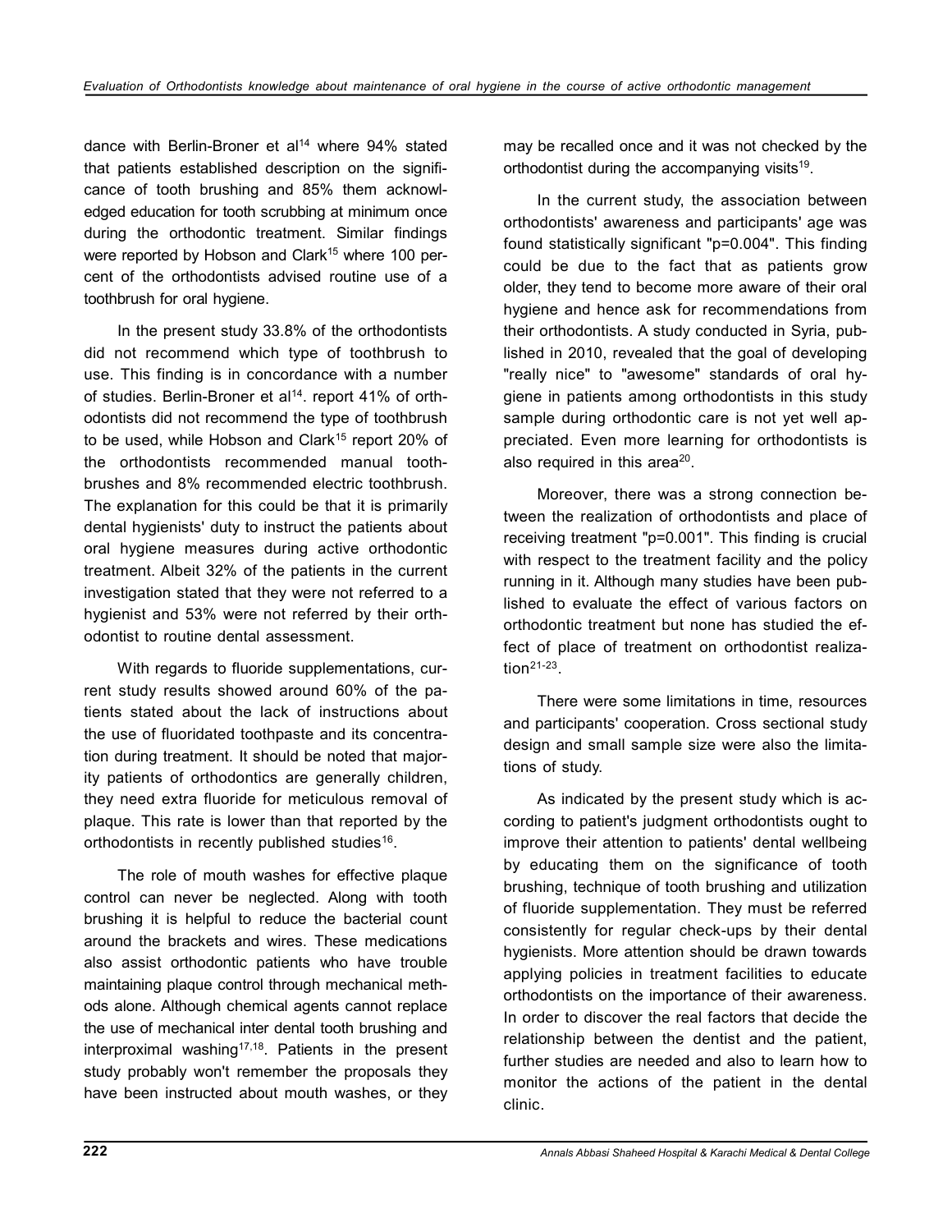dance with Berlin-Broner et al[14] where 94% stated that patients established description on the significance of tooth brushing and 85% them acknowledged education for tooth scrubbing at minimum once during the orthodontic treatment. Similar findings were reported by Hobson and Clark[15] where 100 percent of the orthodontists advised routine use of a toothbrush for oral hygiene.

In the present study 33.8% of the orthodontists did not recommend which type of toothbrush to use. This finding is in concordance with a number of studies. Berlin-Broner et al[14]. report 41% of orthodontists did not recommend the type of toothbrush to be used, while Hobson and Clark[15] report 20% of the orthodontists recommended manual toothbrushes and 8% recommended electric toothbrush. The explanation for this could be that it is primarily dental hygienists' duty to instruct the patients about oral hygiene measures during active orthodontic treatment. Albeit 32% of the patients in the current investigation stated that they were not referred to a hygienist and 53% were not referred by their orthodontist to routine dental assessment.

With regards to fluoride supplementations, current study results showed around 60% of the patients stated about the lack of instructions about the use of fluoridated toothpaste and its concentration during treatment. It should be noted that majority patients of orthodontics are generally children, they need extra fluoride for meticulous removal of plaque. This rate is lower than that reported by the orthodontists in recently published studies[16].

The role of mouth washes for effective plaque control can never be neglected. Along with tooth brushing it is helpful to reduce the bacterial count around the brackets and wires. These medications also assist orthodontic patients who have trouble maintaining plaque control through mechanical methods alone. Although chemical agents cannot replace the use of mechanical inter dental tooth brushing and interproximal washing[17,18]. Patients in the present study probably won't remember the proposals they have been instructed about mouth washes, or they may be recalled once and it was not checked by the orthodontist during the accompanying visits[19].

In the current study, the association between orthodontists' awareness and participants' age was found statistically significant "p=0.004". This finding could be due to the fact that as patients grow older, they tend to become more aware of their oral hygiene and hence ask for recommendations from their orthodontists. A study conducted in Syria, published in 2010, revealed that the goal of developing "really nice" to "awesome" standards of oral hygiene in patients among orthodontists in this study sample during orthodontic care is not yet well appreciated. Even more learning for orthodontists is also required in this area[20].

Moreover, there was a strong connection between the realization of orthodontists and place of receiving treatment "p=0.001". This finding is crucial with respect to the treatment facility and the policy running in it. Although many studies have been published to evaluate the effect of various factors on orthodontic treatment but none has studied the effect of place of treatment on orthodontist realization[21-23].

There were some limitations in time, resources and participants' cooperation. Cross sectional study design and small sample size were also the limitations of study.

As indicated by the present study which is according to patient's judgment orthodontists ought to improve their attention to patients' dental wellbeing by educating them on the significance of tooth brushing, technique of tooth brushing and utilization of fluoride supplementation. They must be referred consistently for regular check-ups by their dental hygienists. More attention should be drawn towards applying policies in treatment facilities to educate orthodontists on the importance of their awareness. In order to discover the real factors that decide the relationship between the dentist and the patient, further studies are needed and also to learn how to monitor the actions of the patient in the dental clinic.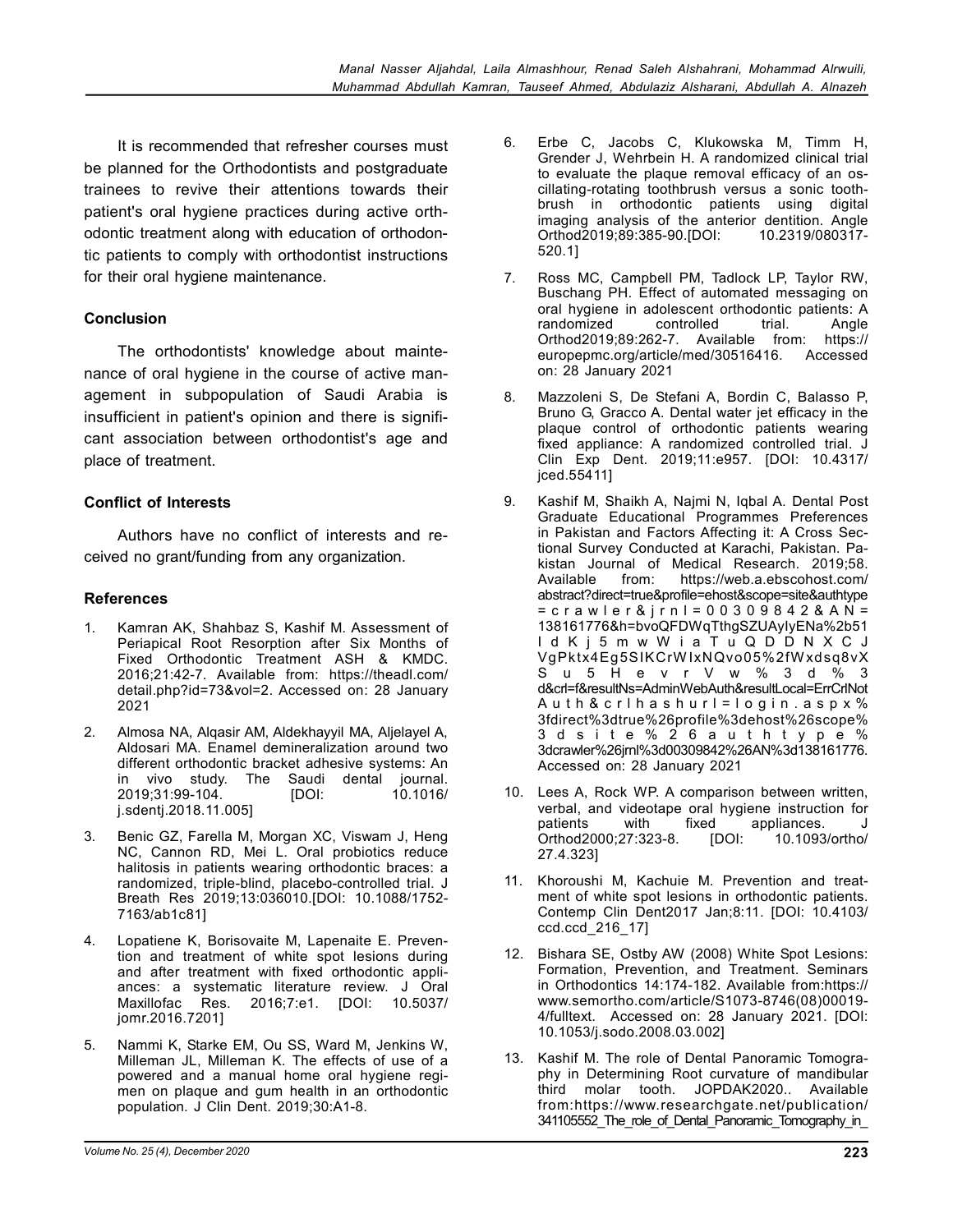It is recommended that refresher courses must be planned for the Orthodontists and postgraduate trainees to revive their attentions towards their patient's oral hygiene practices during active orthodontic treatment along with education of orthodontic patients to comply with orthodontist instructions for their oral hygiene maintenance.

## Conclusion

The orthodontists' knowledge about maintenance of oral hygiene in the course of active management in subpopulation of Saudi Arabia is insufficient in patient's opinion and there is significant association between orthodontist's age and place of treatment.

## Conflict of Interests

Authors have no conflict of interests and received no grant/funding from any organization.

## References

1. Kamran AK, Shahbaz S, Kashif M. Assessment of Periapical Root Resorption after Six Months of Fixed Orthodontic Treatment ASH & KMDC. 2016;21:42-7. Available from: https://theadl.com/detail.php?id=73&vol=2. Accessed on: 28 January 2021
2. Almosa NA, Alqasir AM, Aldekhayyil MA, Aljelayel A, Aldosari MA. Enamel demineralization around two different orthodontic bracket adhesive systems: An in vivo study. The Saudi dental journal. 2019;31:99-104. [DOI: 10.1016/j.sdentj.2018.11.005]
3. Benic GZ, Farella M, Morgan XC, Viswam J, Heng NC, Cannon RD, Mei L. Oral probiotics reduce halitosis in patients wearing orthodontic braces: a randomized, triple-blind, placebo-controlled trial. J Breath Res 2019;13:036010.[DOI: 10.1088/1752-7163/ab1c81]
4. Lopatiene K, Borisovaite M, Lapenaite E. Prevention and treatment of white spot lesions during and after treatment with fixed orthodontic appliances: a systematic literature review. J Oral Maxillofac Res. 2016;7:e1. [DOI: 10.5037/jomr.2016.7201]
5. Nammi K, Starke EM, Ou SS, Ward M, Jenkins W, Milleman JL, Milleman K. The effects of use of a powered and a manual home oral hygiene regimen on plaque and gum health in an orthodontic population. J Clin Dent. 2019;30:A1-8.
6. Erbe C, Jacobs C, Klukowska M, Timm H, Grender J, Wehrbein H. A randomized clinical trial to evaluate the plaque removal efficacy of an oscillating-rotating toothbrush versus a sonic toothbrush in orthodontic patients using digital imaging analysis of the anterior dentition. Angle Orthod2019;89:385-90.[DOI: 10.2319/080317-520.1]
7. Ross MC, Campbell PM, Tadlock LP, Taylor RW, Buschang PH. Effect of automated messaging on oral hygiene in adolescent orthodontic patients: A randomized controlled trial. Angle Orthod2019;89:262-7. Available from: https://europepmc.org/article/med/30516416. Accessed on: 28 January 2021
8. Mazzoleni S, De Stefani A, Bordin C, Balasso P, Bruno G, Gracco A. Dental water jet efficacy in the plaque control of orthodontic patients wearing fixed appliance: A randomized controlled trial. J Clin Exp Dent. 2019;11:e957. [DOI: 10.4317/jced.55411]
9. Kashif M, Shaikh A, Najmi N, Iqbal A. Dental Post Graduate Educational Programmes Preferences in Pakistan and Factors Affecting it: A Cross Sectional Survey Conducted at Karachi, Pakistan. Pakistan Journal of Medical Research. 2019;58. Available from: https://web.a.ebscohost.com/abstract?direct=true&profile=ehost&scope=site&authtype=crawler&jrnl=00309842&AN=138161776&h=bvoQFDWqTthgSZUAyIyENa%2b51IdKj5mwWiaTuQDDNXCJVgPktx4Eg5SIKCrWIxNQvo05%2fWxdsq8vXSu5HevrVw%3d%3d&crl=f&resultNs=AdminWebAuth&resultLocal=ErrCrlNotAuth&crlhashurl=login.aspx%3fdirect%3dtrue%26profile%3dehost%26scope%3dsite%26authtype%3dcrawler%26jrnl%3d00309842%26AN%3d138161776. Accessed on: 28 January 2021
10. Lees A, Rock WP. A comparison between written, verbal, and videotape oral hygiene instruction for patients with fixed appliances. J Orthod2000;27:323-8. [DOI: 10.1093/ortho/27.4.323]
11. Khoroushi M, Kachuie M. Prevention and treatment of white spot lesions in orthodontic patients. Contemp Clin Dent2017 Jan;8:11. [DOI: 10.4103/ccd.ccd_216_17]
12. Bishara SE, Ostby AW (2008) White Spot Lesions: Formation, Prevention, and Treatment. Seminars in Orthodontics 14:174-182. Available from:https://www.semortho.com/article/S1073-8746(08)00019-4/fulltext. Accessed on: 28 January 2021. [DOI: 10.1053/j.sodo.2008.03.002]
13. Kashif M. The role of Dental Panoramic Tomography in Determining Root curvature of mandibular third molar tooth. JOPDAK2020.. Available from:https://www.researchgate.net/publication/341105552_The_role_of_Dental_Panoramic_Tomography_in_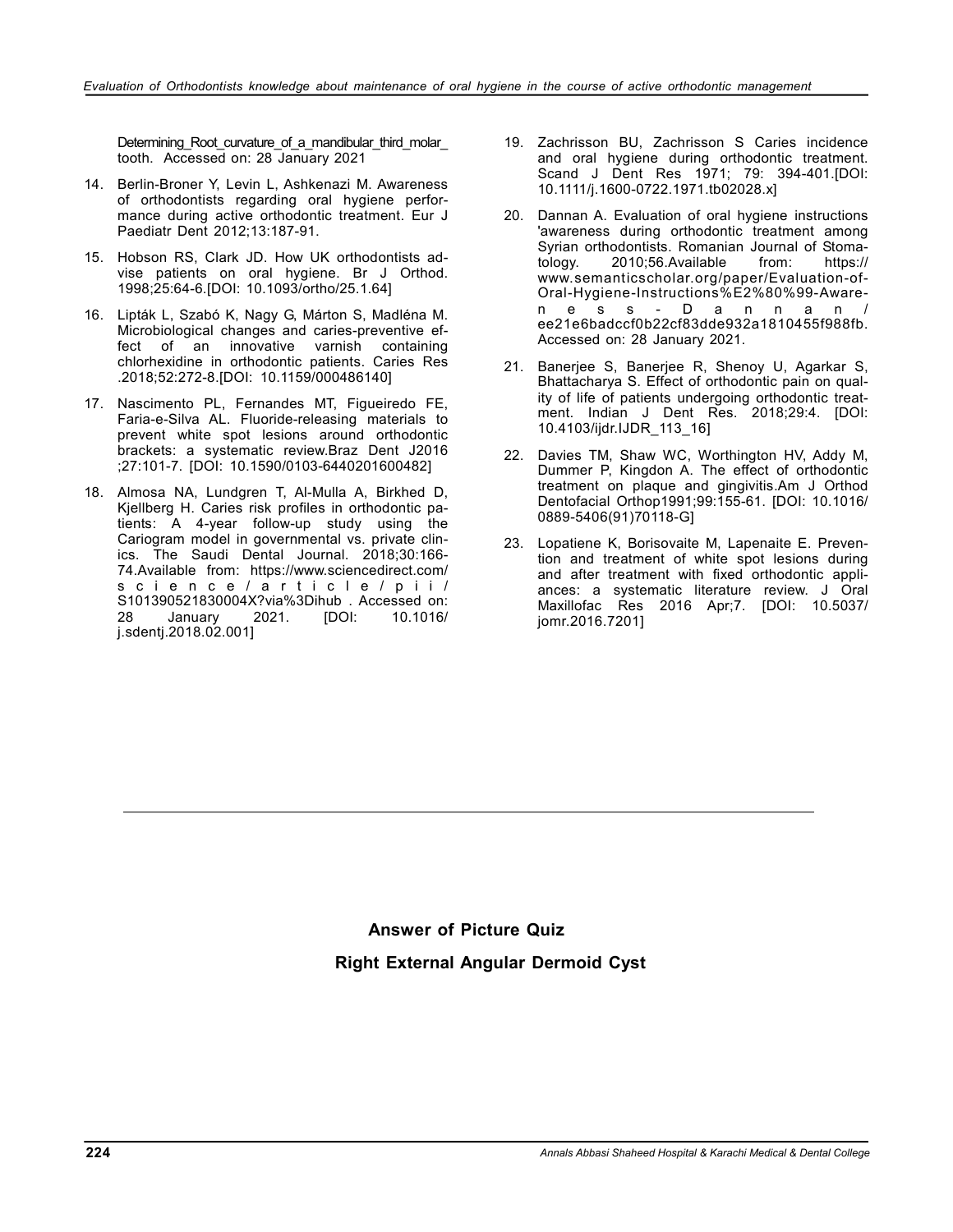Determining_Root_curvature_of_a_mandibular_third_molar_tooth. Accessed on: 28 January 2021

14. Berlin-Broner Y, Levin L, Ashkenazi M. Awareness of orthodontists regarding oral hygiene performance during active orthodontic treatment. Eur J Paediatr Dent 2012;13:187-91.

15. Hobson RS, Clark JD. How UK orthodontists advise patients on oral hygiene. Br J Orthod. 1998;25:64-6.[DOI: 10.1093/ortho/25.1.64]

16. Lipták L, Szabó K, Nagy G, Márton S, Madléna M. Microbiological changes and caries-preventive effect of an innovative varnish containing chlorhexidine in orthodontic patients. Caries Res .2018;52:272-8.[DOI: 10.1159/000486140]

17. Nascimento PL, Fernandes MT, Figueiredo FE, Faria-e-Silva AL. Fluoride-releasing materials to prevent white spot lesions around orthodontic brackets: a systematic review.Braz Dent J2016 ;27:101-7. [DOI: 10.1590/0103-6440201600482]

18. Almosa NA, Lundgren T, Al-Mulla A, Birkhed D, Kjellberg H. Caries risk profiles in orthodontic patients: A 4-year follow-up study using the Cariogram model in governmental vs. private clinics. The Saudi Dental Journal. 2018;30:166-74.Available from: https://www.sciencedirect.com/science/article/pii/S101390521830004X?via%3Dihub . Accessed on: 28 January 2021. [DOI: 10.1016/j.sdentj.2018.02.001]

19. Zachrisson BU, Zachrisson S Caries incidence and oral hygiene during orthodontic treatment. Scand J Dent Res 1971; 79: 394-401.[DOI: 10.1111/j.1600-0722.1971.tb02028.x]

20. Dannan A. Evaluation of oral hygiene instructions 'awareness during orthodontic treatment among Syrian orthodontists. Romanian Journal of Stomatology. 2010;56.Available from: https://www.semanticscholar.org/paper/Evaluation-of-Oral-Hygiene-Instructions%E2%80%99-Awareness-Dannan/ee21e6badccf0b22cf83dde932a1810455f988fb. Accessed on: 28 January 2021.

21. Banerjee S, Banerjee R, Shenoy U, Agarkar S, Bhattacharya S. Effect of orthodontic pain on quality of life of patients undergoing orthodontic treatment. Indian J Dent Res. 2018;29:4. [DOI: 10.4103/ijdr.IJDR_113_16]

22. Davies TM, Shaw WC, Worthington HV, Addy M, Dummer P, Kingdon A. The effect of orthodontic treatment on plaque and gingivitis.Am J Orthod Dentofacial Orthop1991;99:155-61. [DOI: 10.1016/0889-5406(91)70118-G]

23. Lopatiene K, Borisovaite M, Lapenaite E. Prevention and treatment of white spot lesions during and after treatment with fixed orthodontic appliances: a systematic literature review. J Oral Maxillofac Res 2016 Apr;7. [DOI: 10.5037/jomr.2016.7201]

---

**Answer of Picture Quiz**

**Right External Angular Dermoid Cyst**